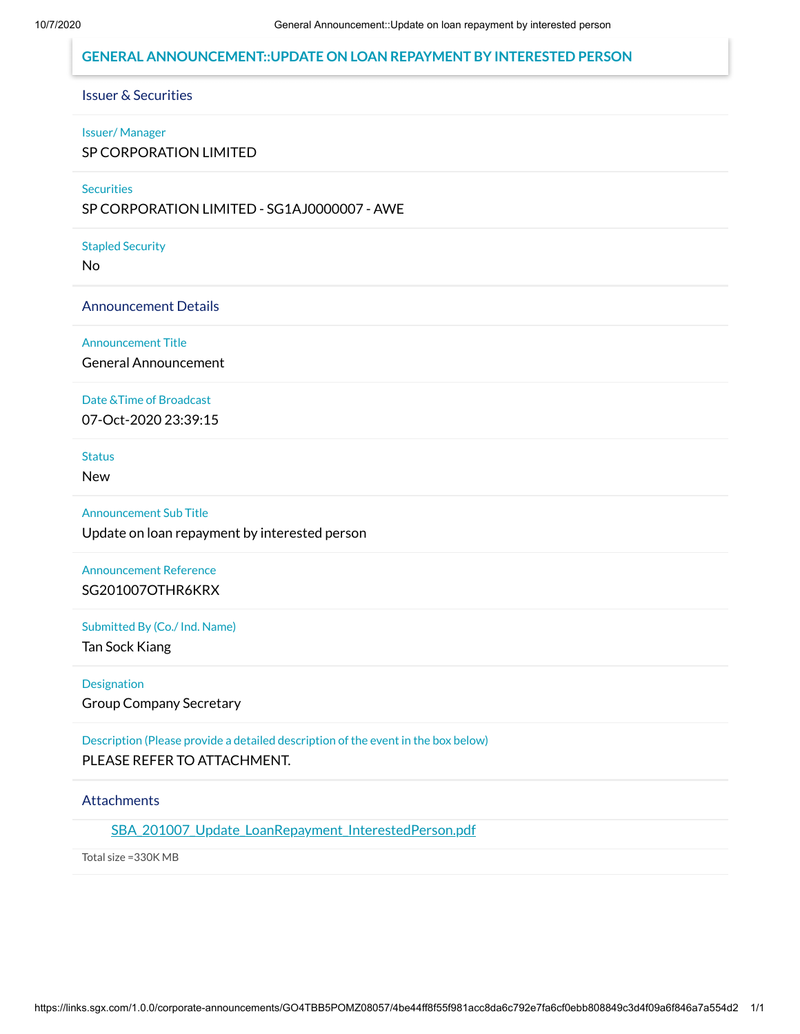# GENERAL ANNOUNCEMENT::UPDATE ON LOAN REPAYMENT BY INTERESTED PERSON

## Issuer & Securities

**Issuer/ Manager**

SP CORPORATION LIMITED

**Securities**

SP CORPORATION LIMITED - SG1AJ0000007 - AWE

**Stapled Security**

No

## Announcement Details

**Announcement Title**

General Announcement

**Date &Time of Broadcast**

07-Oct-2020 23:39:15

**Status**

New

**Announcement Sub Title**

Update on loan repayment by interested person

**Announcement Reference**

SG201007OTHR6KRX

**Submitted By (Co./ Ind. Name)**

Tan Sock Kiang

**Designation**

Group Company Secretary

**Description (Please provide a detailed description of the event in the box below)**

PLEASE REFER TO ATTACHMENT.

## Attachments

SBA_201007_Update_LoanRepayment_InterestedPerson.pdf

Total size =330K MB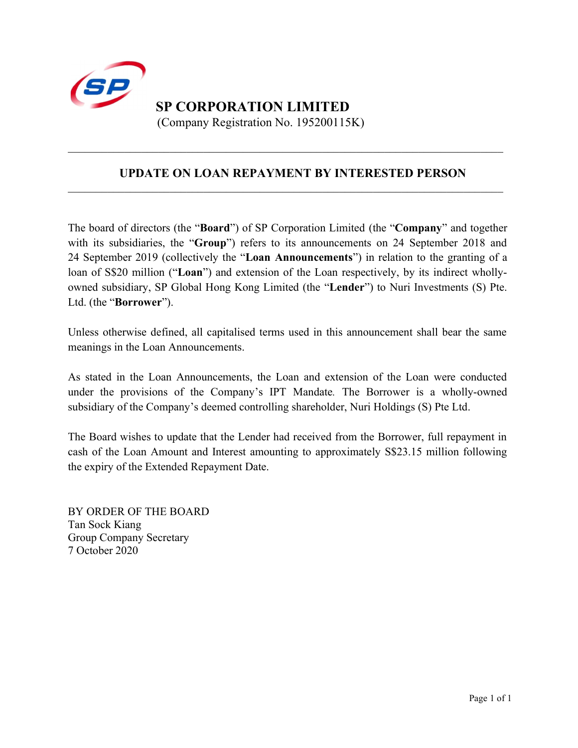# SP CORPORATION LIMITED

(Company Registration No. 195200115K)

## UPDATE ON LOAN REPAYMENT BY INTERESTED PERSON

The board of directors (the "**Board**") of SP Corporation Limited (the "**Company**" and together with its subsidiaries, the "**Group**") refers to its announcements on 24 September 2018 and 24 September 2019 (collectively the "**Loan Announcements**") in relation to the granting of a loan of S$20 million ("**Loan**") and extension of the Loan respectively, by its indirect wholly-owned subsidiary, SP Global Hong Kong Limited (the "**Lender**") to Nuri Investments (S) Pte. Ltd. (the "**Borrower**").

Unless otherwise defined, all capitalised terms used in this announcement shall bear the same meanings in the Loan Announcements.

As stated in the Loan Announcements, the Loan and extension of the Loan were conducted under the provisions of the Company's IPT Mandate. The Borrower is a wholly-owned subsidiary of the Company's deemed controlling shareholder, Nuri Holdings (S) Pte Ltd.

The Board wishes to update that the Lender had received from the Borrower, full repayment in cash of the Loan Amount and Interest amounting to approximately S$23.15 million following the expiry of the Extended Repayment Date.

BY ORDER OF THE BOARD
Tan Sock Kiang
Group Company Secretary
7 October 2020